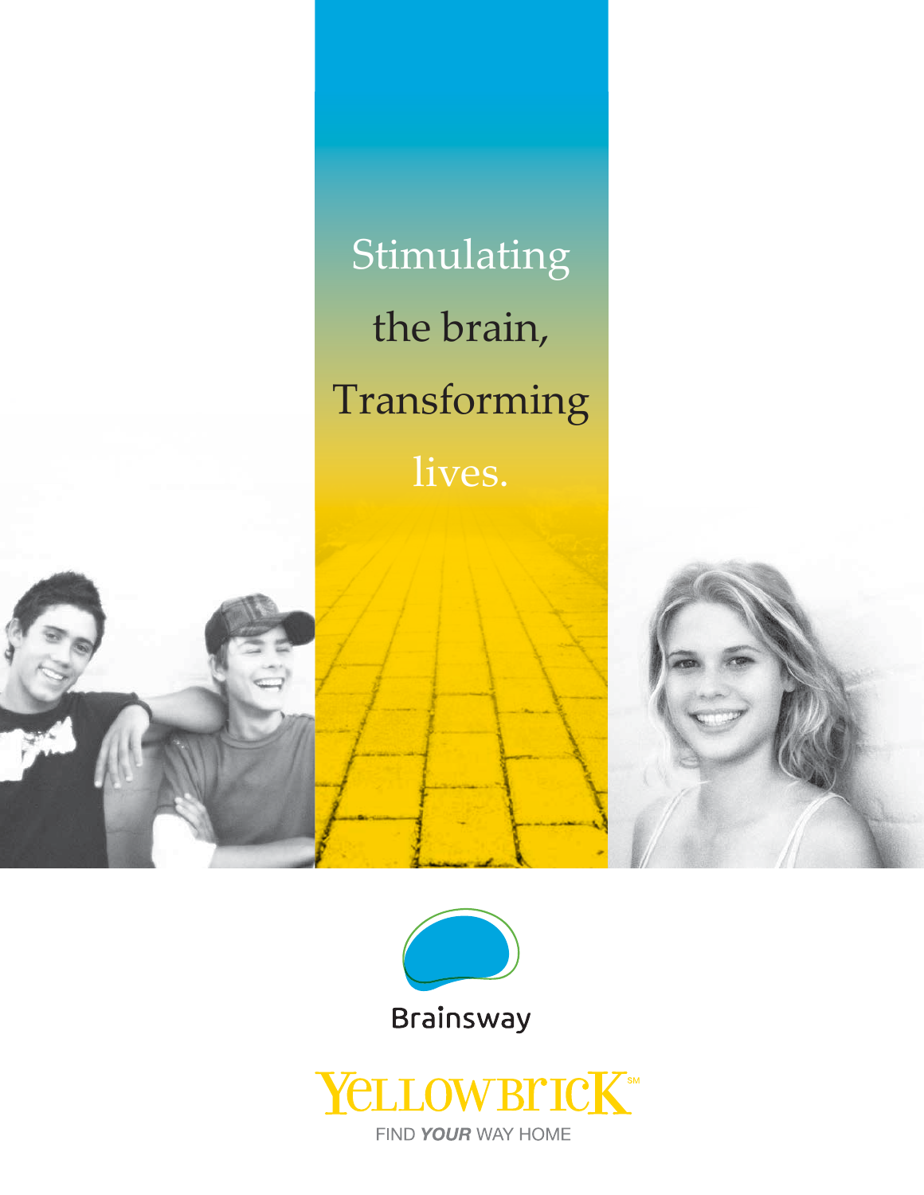# Stimulating the brain, Transforming lives.

Brainsway

YELLOWBRICK[SM]

FIND *YOUR* WAY HOME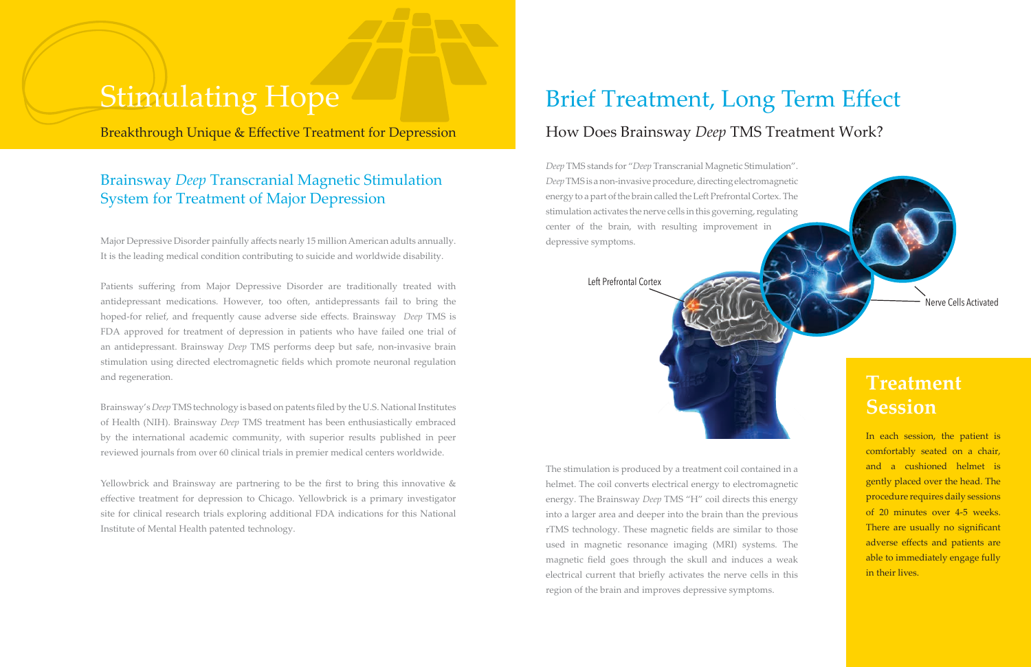# Stimulating Hope

Breakthrough Unique & Effective Treatment for Depression

## Brainsway *Deep* Transcranial Magnetic Stimulation System for Treatment of Major Depression

Major Depressive Disorder painfully affects nearly 15 million American adults annually. It is the leading medical condition contributing to suicide and worldwide disability.

Patients suffering from Major Depressive Disorder are traditionally treated with antidepressant medications. However, too often, antidepressants fail to bring the hoped-for relief, and frequently cause adverse side effects. Brainsway *Deep* TMS is FDA approved for treatment of depression in patients who have failed one trial of an antidepressant. Brainsway *Deep* TMS performs deep but safe, non-invasive brain stimulation using directed electromagnetic fields which promote neuronal regulation and regeneration.

Brainsway's *Deep* TMS technology is based on patents filed by the U.S. National Institutes of Health (NIH). Brainsway *Deep* TMS treatment has been enthusiastically embraced by the international academic community, with superior results published in peer reviewed journals from over 60 clinical trials in premier medical centers worldwide.

Yellowbrick and Brainsway are partnering to be the first to bring this innovative & effective treatment for depression to Chicago. Yellowbrick is a primary investigator site for clinical research trials exploring additional FDA indications for this National Institute of Mental Health patented technology.

# Brief Treatment, Long Term Effect

## How Does Brainsway *Deep* TMS Treatment Work?

*Deep* TMS stands for "*Deep* Transcranial Magnetic Stimulation". *Deep* TMS is a non-invasive procedure, directing electromagnetic energy to a part of the brain called the Left Prefrontal Cortex. The stimulation activates the nerve cells in this governing, regulating center of the brain, with resulting improvement in depressive symptoms.

Left Prefrontal Cortex

Nerve Cells Activated

The stimulation is produced by a treatment coil contained in a helmet. The coil converts electrical energy to electromagnetic energy. The Brainsway *Deep* TMS "H" coil directs this energy into a larger area and deeper into the brain than the previous rTMS technology. These magnetic fields are similar to those used in magnetic resonance imaging (MRI) systems. The magnetic field goes through the skull and induces a weak electrical current that briefly activates the nerve cells in this region of the brain and improves depressive symptoms.

## Treatment Session

In each session, the patient is comfortably seated on a chair, and a cushioned helmet is gently placed over the head. The procedure requires daily sessions of 20 minutes over 4-5 weeks. There are usually no significant adverse effects and patients are able to immediately engage fully in their lives.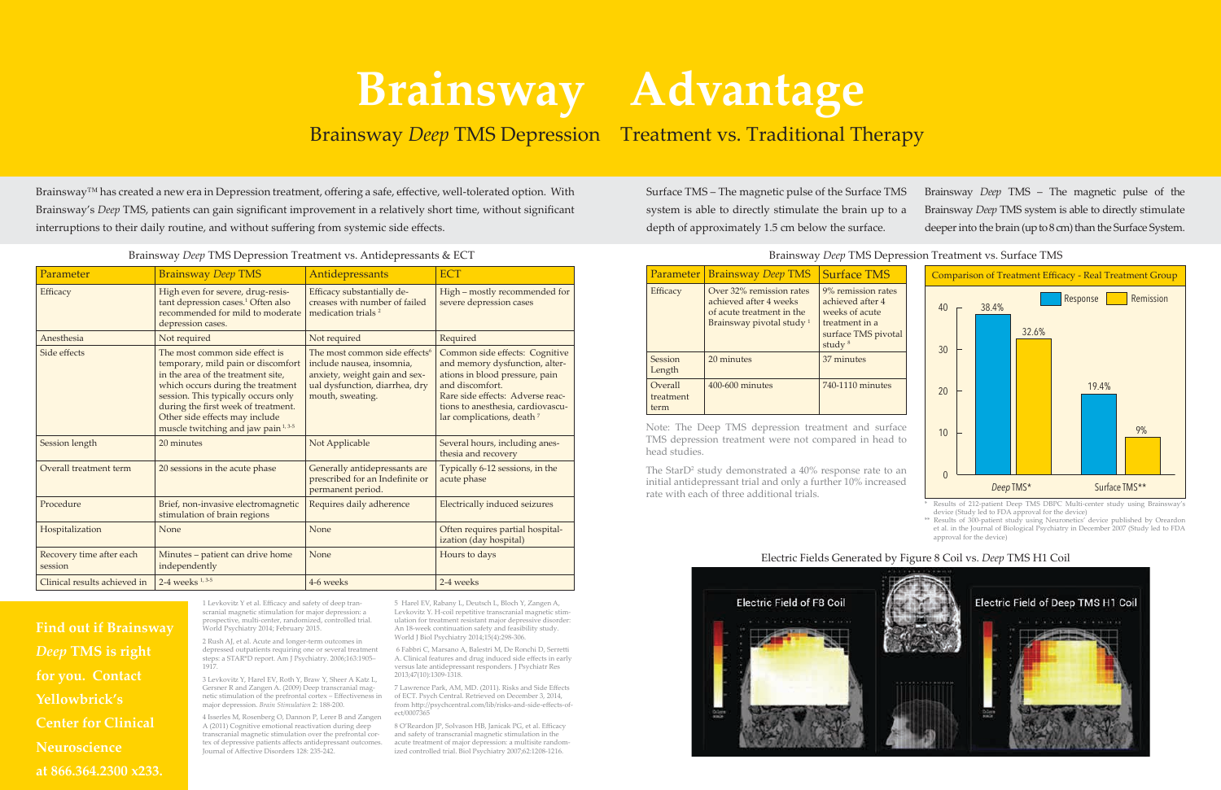# Brainsway Advantage

## Brainsway *Deep* TMS Depression Treatment vs. Traditional Therapy

Brainsway™ has created a new era in Depression treatment, offering a safe, effective, well-tolerated option. With Brainsway's *Deep* TMS, patients can gain significant improvement in a relatively short time, without significant interruptions to their daily routine, and without suffering from systemic side effects.

Surface TMS – The magnetic pulse of the Surface TMS system is able to directly stimulate the brain up to a depth of approximately 1.5 cm below the surface.

Brainsway *Deep* TMS – The magnetic pulse of the Brainsway *Deep* TMS system is able to directly stimulate deeper into the brain (up to 8 cm) than the Surface System.

### Brainsway *Deep* TMS Depression Treatment vs. Antidepressants & ECT

| Parameter | Brainsway *Deep* TMS | Antidepressants | ECT |
|---|---|---|---|
| Efficacy | High even for severe, drug-resistant depression cases.[1] Often also recommended for mild to moderate depression cases. | Efficacy substantially decreases with number of failed medication trials [2] | High – mostly recommended for severe depression cases |
| Anesthesia | Not required | Not required | Required |
| Side effects | The most common side effect is temporary, mild pain or discomfort in the area of the treatment site, which occurs during the treatment session. This typically occurs only during the first week of treatment. Other side effects may include muscle twitching and jaw pain [1,3-5] | The most common side effects[6] include nausea, insomnia, anxiety, weight gain and sexual dysfunction, diarrhea, dry mouth, sweating. | Common side effects: Cognitive and memory dysfunction, alterations in blood pressure, pain and discomfort. Rare side effects: Adverse reactions to anesthesia, cardiovascular complications, death [7] |
| Session length | 20 minutes | Not Applicable | Several hours, including anesthesia and recovery |
| Overall treatment term | 20 sessions in the acute phase | Generally antidepressants are prescribed for an Indefinite or permanent period. | Typically 6-12 sessions, in the acute phase |
| Procedure | Brief, non-invasive electromagnetic stimulation of brain regions | Requires daily adherence | Electrically induced seizures |
| Hospitalization | None | None | Often requires partial hospitalization (day hospital) |
| Recovery time after each session | Minutes – patient can drive home independently | None | Hours to days |
| Clinical results achieved in | 2-4 weeks [1,3-5] | 4-6 weeks | 2-4 weeks |

### Brainsway *Deep* TMS Depression Treatment vs. Surface TMS

| Parameter | Brainsway *Deep* TMS | Surface TMS |
|---|---|---|
| Efficacy | Over 32% remission rates achieved after 4 weeks of acute treatment in the Brainsway pivotal study [1] | 9% remission rates achieved after 4 weeks of acute treatment in a surface TMS pivotal study [8] |
| Session Length | 20 minutes | 37 minutes |
| Overall treatment term | 400-600 minutes | 740-1110 minutes |

Note: The Deep TMS depression treatment and surface TMS depression treatment were not compared in head to head studies.

The StarD[2] study demonstrated a 40% response rate to an initial antidepressant trial and only a further 10% increased rate with each of three additional trials.

Comparison of Treatment Efficacy - Real Treatment Group

Response
Remission
40
30
20
10
0
38.4%
32.6%
19.4%
9%
*Deep* TMS*
Surface TMS**

\* Results of 212-patient Deep TMS DBPC Multi-center study using Brainsway's device (Study led to FDA approval for the device)

\*\* Results of 300-patient study using Neuronetics' device published by Oreardon et al. in the Journal of Biological Psychiatry in December 2007 (Study led to FDA approval for the device)

### Electric Fields Generated by Figure 8 Coil vs. *Deep* TMS H1 Coil

Electric Field of F8 Coil

Electric Field of Deep TMS H1 Coil

**Find out if Brainsway *Deep* TMS is right for you. Contact Yellowbrick's Center for Clinical Neuroscience at 866.364.2300 x233.**

1 Levkovitz Y et al. Efficacy and safety of deep transcranial magnetic stimulation for major depression: a prospective, multi-center, randomized, controlled trial. World Psychiatry 2014; February 2015.

2 Rush AJ, et al. Acute and longer-term outcomes in depressed outpatients requiring one or several treatment steps: a STAR*D report. Am J Psychiatry. 2006;163:1905–1917.

3 Levkovitz Y, Harel EV, Roth Y, Braw Y, Sheer A Katz L, Gersner R and Zangen A. (2009) Deep transcranial magnetic stimulation of the prefrontal cortex – Effectiveness in major depression. *Brain Stimulation* 2: 188-200.

4 Isserles M, Rosenberg O, Dannon P, Lerer B and Zangen A (2011) Cognitive emotional reactivation during deep transcranial magnetic stimulation over the prefrontal cortex of depressive patients affects antidepressant outcomes. Journal of Affective Disorders 128: 235-242.

5 Harel EV, Rabany L, Deutsch L, Bloch Y, Zangen A, Levkovitz Y. H-coil repetitive transcranial magnetic stimulation for treatment resistant major depressive disorder: An 18-week continuation safety and feasibility study. World J Biol Psychiatry 2014;15(4):298-306.

6 Fabbri C, Marsano A, Balestri M, De Ronchi D, Serretti A. Clinical features and drug induced side effects in early versus late antidepressant responders. J Psychiatr Res 2013;47(10):1309-1318.

7 Lawrence Park, AM, MD. (2011). Risks and Side Effects of ECT. Psych Central. Retrieved on December 3, 2014, from http://psychcentral.com/lib/risks-and-side-effects-of-ect/0007365

8 O'Reardon JP, Solvason HB, Janicak PG, et al. Efficacy and safety of transcranial magnetic stimulation in the acute treatment of major depression: a multisite randomized controlled trial. Biol Psychiatry 2007;62:1208-1216.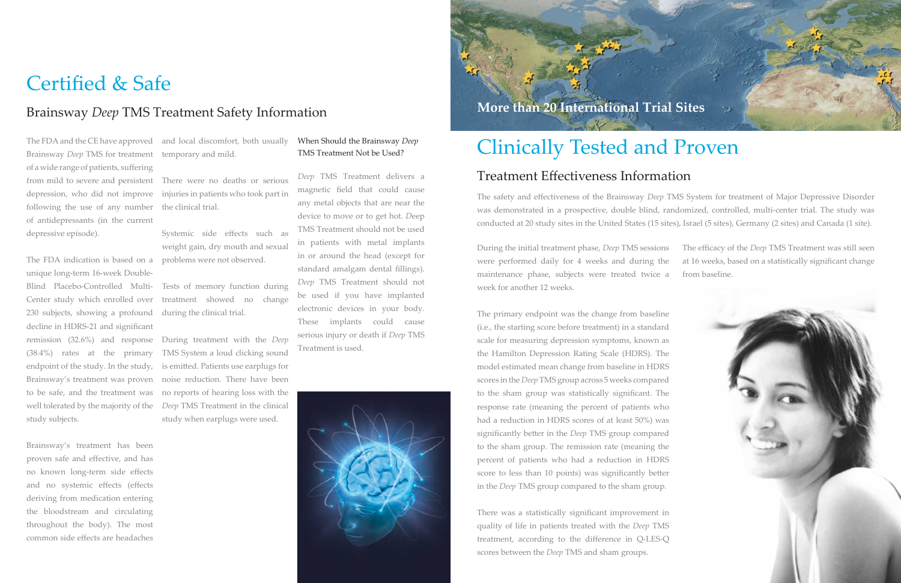# Certified & Safe

## Brainsway *Deep* TMS Treatment Safety Information

The FDA and the CE have approved Brainsway *Deep* TMS for treatment of a wide range of patients, suffering from mild to severe and persistent depression, who did not improve following the use of any number of antidepressants (in the current depressive episode).

The FDA indication is based on a unique long-term 16-week Double-Blind Placebo-Controlled Multi-Center study which enrolled over 230 subjects, showing a profound decline in HDRS-21 and significant remission (32.6%) and response (38.4%) rates at the primary endpoint of the study. In the study, Brainsway's treatment was proven to be safe, and the treatment was well tolerated by the majority of the study subjects.

Brainsway's treatment has been proven safe and effective, and has no known long-term side effects and no systemic effects (effects deriving from medication entering the bloodstream and circulating throughout the body). The most common side effects are headaches and local discomfort, both usually temporary and mild.

There were no deaths or serious injuries in patients who took part in the clinical trial.

Systemic side effects such as weight gain, dry mouth and sexual problems were not observed.

Tests of memory function during treatment showed no change during the clinical trial.

During treatment with the *Deep* TMS System a loud clicking sound is emitted. Patients use earplugs for noise reduction. There have been no reports of hearing loss with the *Deep* TMS Treatment in the clinical study when earplugs were used.

### When Should the Brainsway *Deep* TMS Treatment Not be Used?

*Deep* TMS Treatment delivers a magnetic field that could cause any metal objects that are near the device to move or to get hot. *Deep* TMS Treatment should not be used in patients with metal implants in or around the head (except for standard amalgam dental fillings). *Deep* TMS Treatment should not be used if you have implanted electronic devices in your body. These implants could cause serious injury or death if *Deep* TMS Treatment is used.

**More than 20 International Trial Sites**

# Clinically Tested and Proven

## Treatment Effectiveness Information

The safety and effectiveness of the Brainsway *Deep* TMS System for treatment of Major Depressive Disorder was demonstrated in a prospective, double blind, randomized, controlled, multi-center trial. The study was conducted at 20 study sites in the United States (15 sites), Israel (5 sites), Germany (2 sites) and Canada (1 site).

During the initial treatment phase, *Deep* TMS sessions were performed daily for 4 weeks and during the maintenance phase, subjects were treated twice a week for another 12 weeks.

The primary endpoint was the change from baseline (i.e., the starting score before treatment) in a standard scale for measuring depression symptoms, known as the Hamilton Depression Rating Scale (HDRS). The model estimated mean change from baseline in HDRS scores in the *Deep* TMS group across 5 weeks compared to the sham group was statistically significant. The response rate (meaning the percent of patients who had a reduction in HDRS scores of at least 50%) was significantly better in the *Deep* TMS group compared to the sham group. The remission rate (meaning the percent of patients who had a reduction in HDRS score to less than 10 points) was significantly better in the *Deep* TMS group compared to the sham group.

There was a statistically significant improvement in quality of life in patients treated with the *Deep* TMS treatment, according to the difference in Q-LES-Q scores between the *Deep* TMS and sham groups.

The efficacy of the *Deep* TMS Treatment was still seen at 16 weeks, based on a statistically significant change from baseline.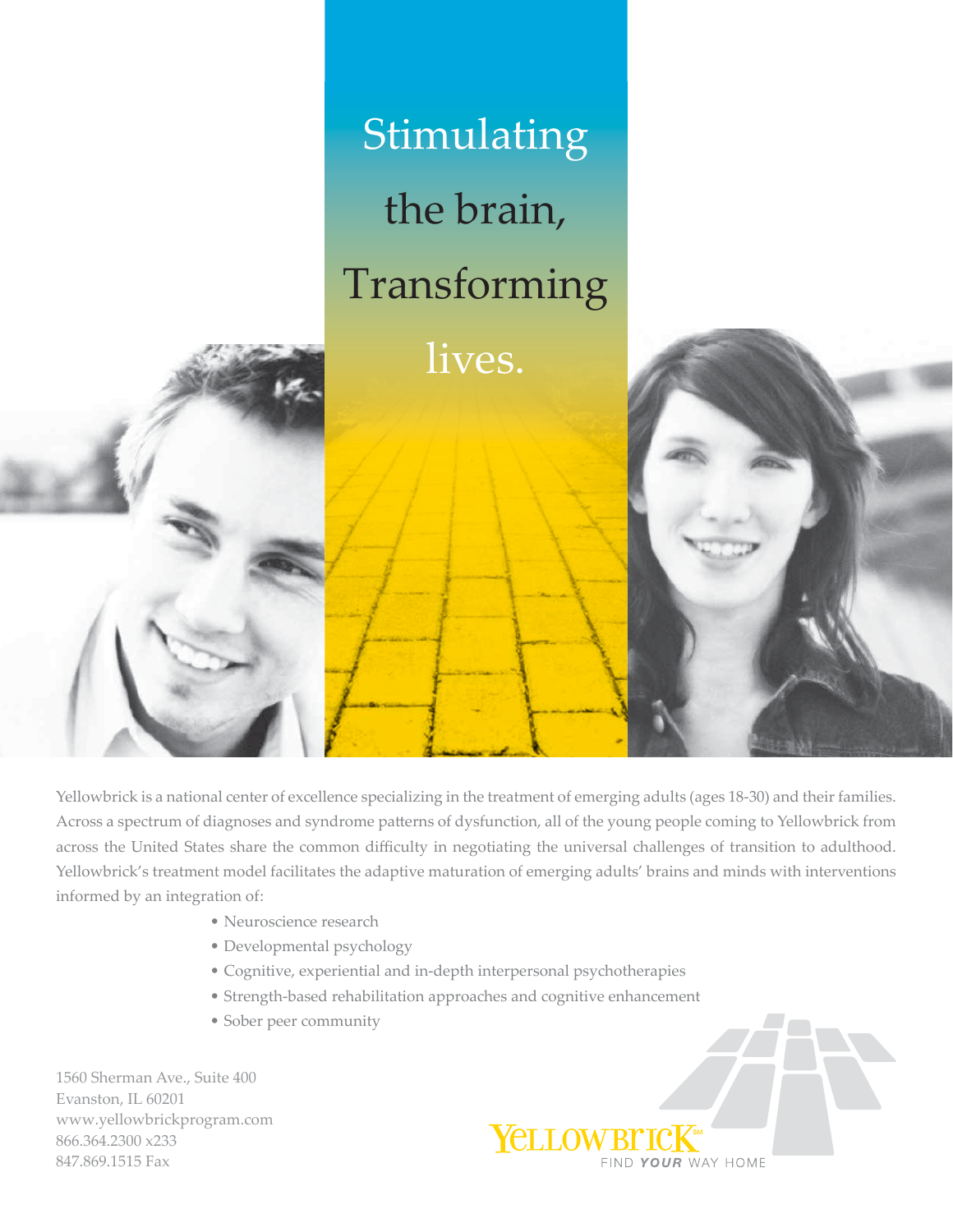# Stimulating the brain, Transforming lives.

Yellowbrick is a national center of excellence specializing in the treatment of emerging adults (ages 18-30) and their families. Across a spectrum of diagnoses and syndrome patterns of dysfunction, all of the young people coming to Yellowbrick from across the United States share the common difficulty in negotiating the universal challenges of transition to adulthood. Yellowbrick's treatment model facilitates the adaptive maturation of emerging adults' brains and minds with interventions informed by an integration of:

- Neuroscience research
- Developmental psychology
- Cognitive, experiential and in-depth interpersonal psychotherapies
- Strength-based rehabilitation approaches and cognitive enhancement
- Sober peer community

1560 Sherman Ave., Suite 400
Evanston, IL 60201
www.yellowbrickprogram.com
866.364.2300 x233
847.869.1515 Fax

YELLOWBRICK[SM]
FIND ***YOUR*** WAY HOME